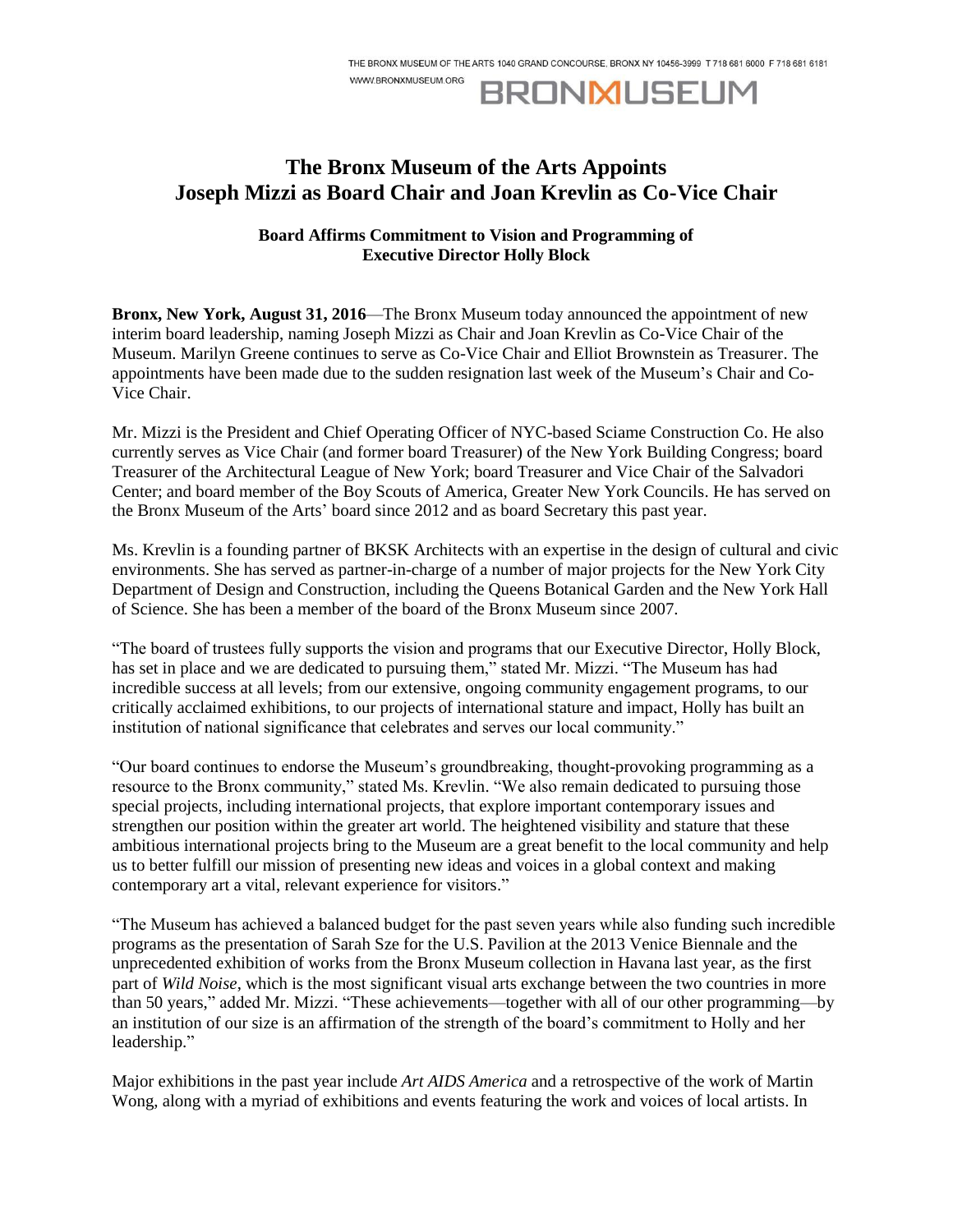THE BRONX MUSEUM OF THE ARTS 1040 GRAND CONCOURSE, BRONX NY 10456-3999 T 718 681 6000 F 718 681 6181
WWW.BRONXMUSEUM.ORG

BRONXMUSEUM

# The Bronx Museum of the Arts Appoints Joseph Mizzi as Board Chair and Joan Krevlin as Co-Vice Chair

### Board Affirms Commitment to Vision and Programming of Executive Director Holly Block

**Bronx, New York, August 31, 2016**—The Bronx Museum today announced the appointment of new interim board leadership, naming Joseph Mizzi as Chair and Joan Krevlin as Co-Vice Chair of the Museum. Marilyn Greene continues to serve as Co-Vice Chair and Elliot Brownstein as Treasurer. The appointments have been made due to the sudden resignation last week of the Museum's Chair and Co-Vice Chair.

Mr. Mizzi is the President and Chief Operating Officer of NYC-based Sciame Construction Co. He also currently serves as Vice Chair (and former board Treasurer) of the New York Building Congress; board Treasurer of the Architectural League of New York; board Treasurer and Vice Chair of the Salvadori Center; and board member of the Boy Scouts of America, Greater New York Councils. He has served on the Bronx Museum of the Arts' board since 2012 and as board Secretary this past year.

Ms. Krevlin is a founding partner of BKSK Architects with an expertise in the design of cultural and civic environments. She has served as partner-in-charge of a number of major projects for the New York City Department of Design and Construction, including the Queens Botanical Garden and the New York Hall of Science. She has been a member of the board of the Bronx Museum since 2007.

"The board of trustees fully supports the vision and programs that our Executive Director, Holly Block, has set in place and we are dedicated to pursuing them," stated Mr. Mizzi. "The Museum has had incredible success at all levels; from our extensive, ongoing community engagement programs, to our critically acclaimed exhibitions, to our projects of international stature and impact, Holly has built an institution of national significance that celebrates and serves our local community."

"Our board continues to endorse the Museum's groundbreaking, thought-provoking programming as a resource to the Bronx community," stated Ms. Krevlin. "We also remain dedicated to pursuing those special projects, including international projects, that explore important contemporary issues and strengthen our position within the greater art world. The heightened visibility and stature that these ambitious international projects bring to the Museum are a great benefit to the local community and help us to better fulfill our mission of presenting new ideas and voices in a global context and making contemporary art a vital, relevant experience for visitors."

"The Museum has achieved a balanced budget for the past seven years while also funding such incredible programs as the presentation of Sarah Sze for the U.S. Pavilion at the 2013 Venice Biennale and the unprecedented exhibition of works from the Bronx Museum collection in Havana last year, as the first part of *Wild Noise*, which is the most significant visual arts exchange between the two countries in more than 50 years," added Mr. Mizzi. "These achievements—together with all of our other programming—by an institution of our size is an affirmation of the strength of the board's commitment to Holly and her leadership."

Major exhibitions in the past year include *Art AIDS America* and a retrospective of the work of Martin Wong, along with a myriad of exhibitions and events featuring the work and voices of local artists. In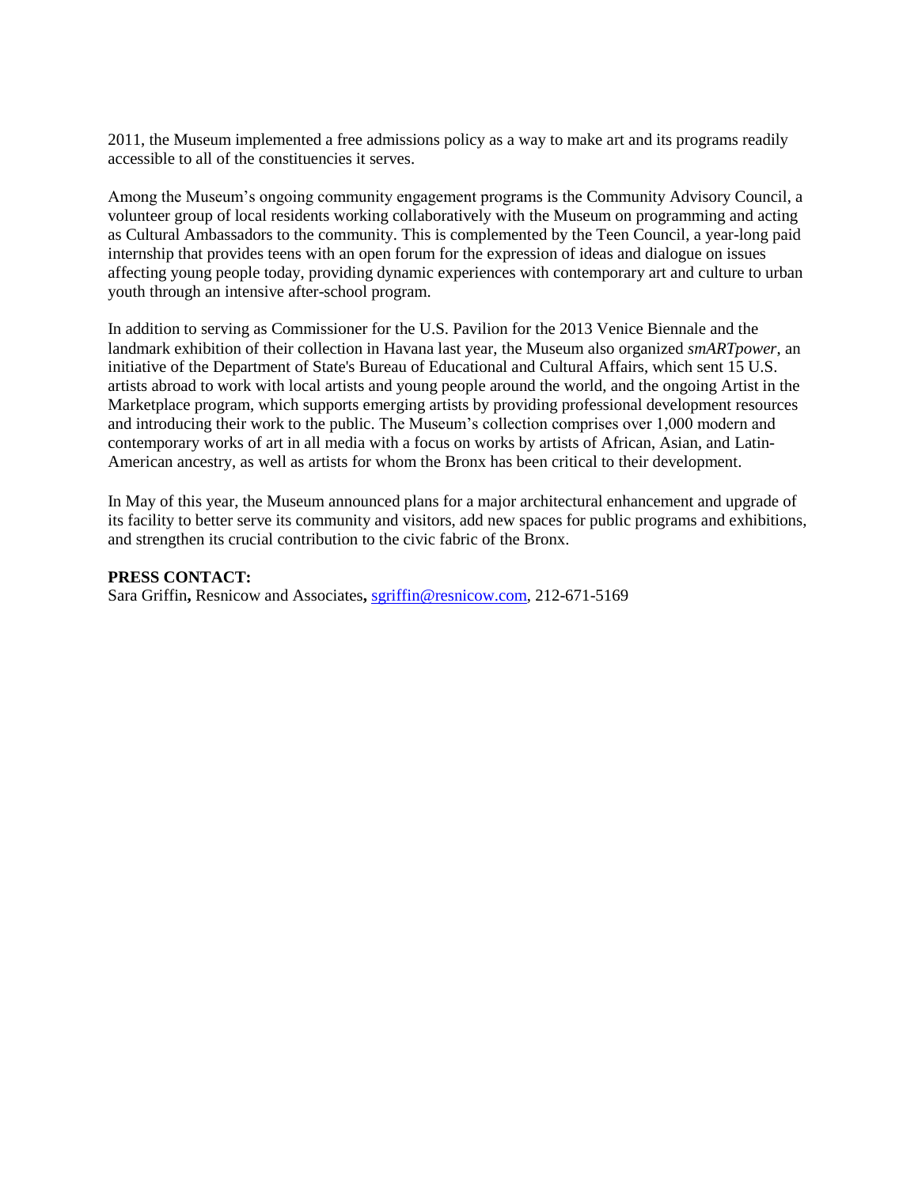2011, the Museum implemented a free admissions policy as a way to make art and its programs readily accessible to all of the constituencies it serves.

Among the Museum's ongoing community engagement programs is the Community Advisory Council, a volunteer group of local residents working collaboratively with the Museum on programming and acting as Cultural Ambassadors to the community. This is complemented by the Teen Council, a year-long paid internship that provides teens with an open forum for the expression of ideas and dialogue on issues affecting young people today, providing dynamic experiences with contemporary art and culture to urban youth through an intensive after-school program.

In addition to serving as Commissioner for the U.S. Pavilion for the 2013 Venice Biennale and the landmark exhibition of their collection in Havana last year, the Museum also organized *smARTpower*, an initiative of the Department of State's Bureau of Educational and Cultural Affairs, which sent 15 U.S. artists abroad to work with local artists and young people around the world, and the ongoing Artist in the Marketplace program, which supports emerging artists by providing professional development resources and introducing their work to the public. The Museum's collection comprises over 1,000 modern and contemporary works of art in all media with a focus on works by artists of African, Asian, and Latin-American ancestry, as well as artists for whom the Bronx has been critical to their development.

In May of this year, the Museum announced plans for a major architectural enhancement and upgrade of its facility to better serve its community and visitors, add new spaces for public programs and exhibitions, and strengthen its crucial contribution to the civic fabric of the Bronx.

**PRESS CONTACT:**
Sara Griffin**,** Resnicow and Associates**,** sgriffin@resnicow.com, 212-671-5169